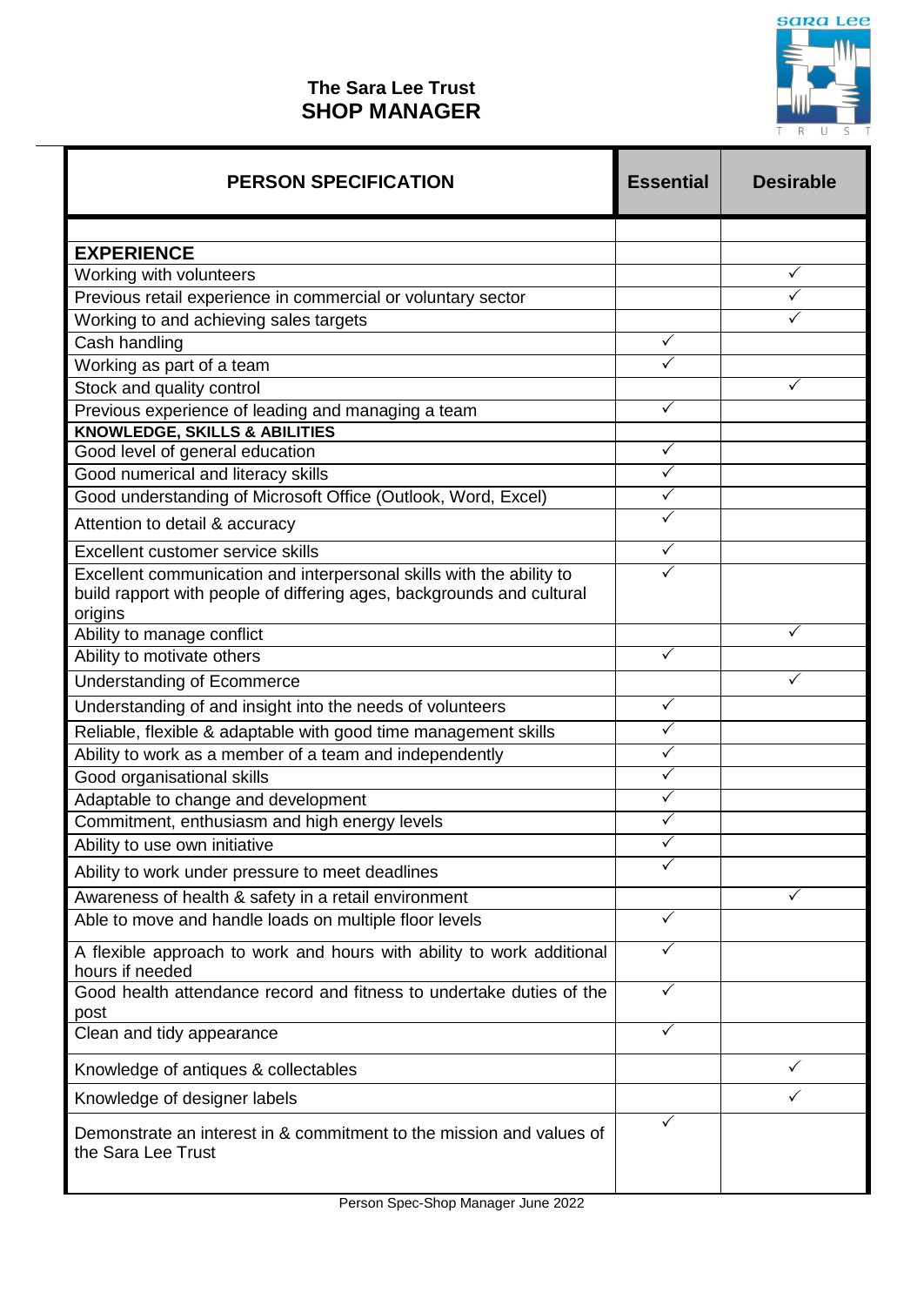# The Sara Lee Trust
## SHOP MANAGER

| PERSON SPECIFICATION | Essential | Desirable |
|---|---|---|
| | | |
| **EXPERIENCE** | | |
| Working with volunteers | | ✓ |
| Previous retail experience in commercial or voluntary sector | | ✓ |
| Working to and achieving sales targets | | ✓ |
| Cash handling | ✓ | |
| Working as part of a team | ✓ | |
| Stock and quality control | | ✓ |
| Previous experience of leading and managing a team | ✓ | |
| **KNOWLEDGE, SKILLS & ABILITIES** | | |
| Good level of general education | ✓ | |
| Good numerical and literacy skills | ✓ | |
| Good understanding of Microsoft Office (Outlook, Word, Excel) | ✓ | |
| Attention to detail & accuracy | ✓ | |
| Excellent customer service skills | ✓ | |
| Excellent communication and interpersonal skills with the ability to build rapport with people of differing ages, backgrounds and cultural origins | ✓ | |
| Ability to manage conflict | | ✓ |
| Ability to motivate others | ✓ | |
| Understanding of Ecommerce | | ✓ |
| Understanding of and insight into the needs of volunteers | ✓ | |
| Reliable, flexible & adaptable with good time management skills | ✓ | |
| Ability to work as a member of a team and independently | ✓ | |
| Good organisational skills | ✓ | |
| Adaptable to change and development | ✓ | |
| Commitment, enthusiasm and high energy levels | ✓ | |
| Ability to use own initiative | ✓ | |
| Ability to work under pressure to meet deadlines | ✓ | |
| Awareness of health & safety in a retail environment | | ✓ |
| Able to move and handle loads on multiple floor levels | ✓ | |
| A flexible approach to work and hours with ability to work additional hours if needed | ✓ | |
| Good health attendance record and fitness to undertake duties of the post | ✓ | |
| Clean and tidy appearance | ✓ | |
| Knowledge of antiques & collectables | | ✓ |
| Knowledge of designer labels | | ✓ |
| Demonstrate an interest in & commitment to the mission and values of the Sara Lee Trust | ✓ | |

Person Spec-Shop Manager June 2022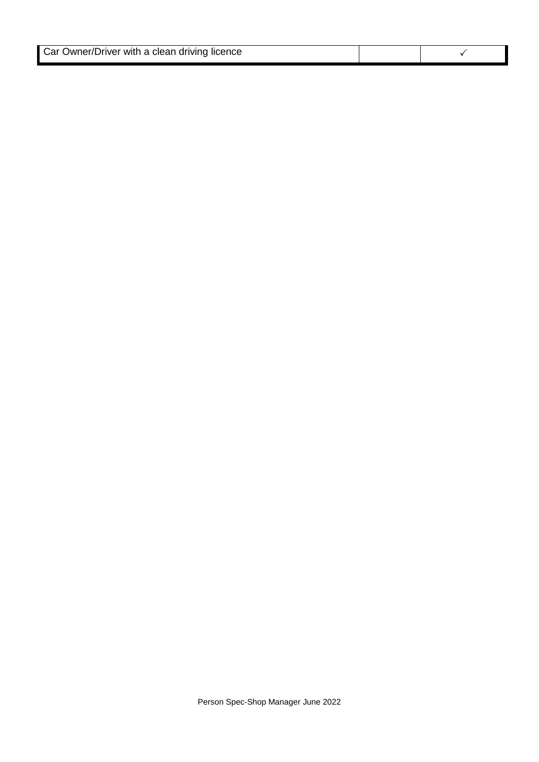| | | |
|---|---|---|
| Car Owner/Driver with a clean driving licence | | ✓ |